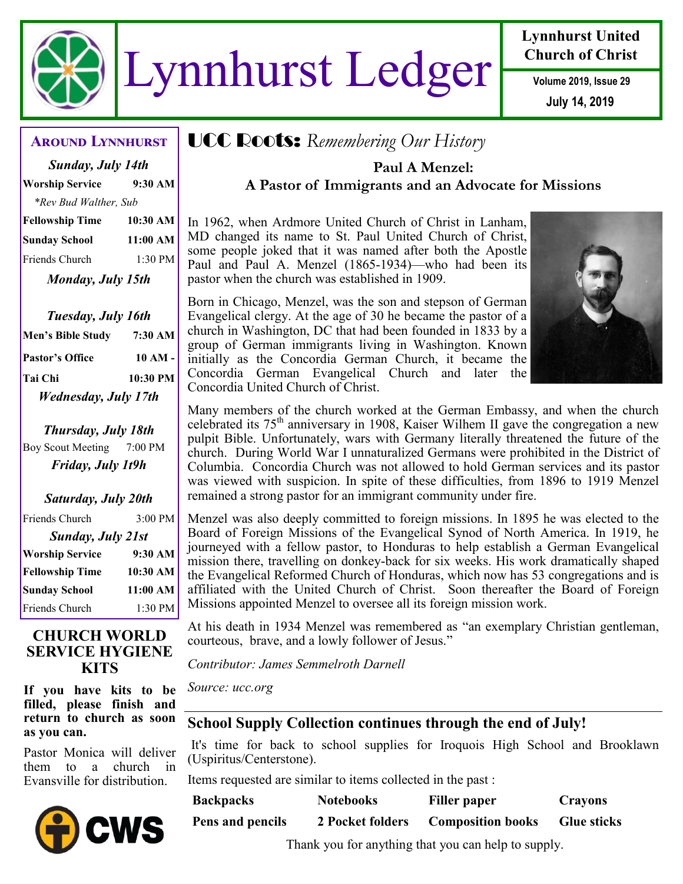# Lynnhurst Ledger

**Lynnhurst United Church of Christ**

Volume 2019, Issue 29

July 14, 2019

## Around Lynnhurst

***Sunday, July 14th***

| | |
|---|---|
| **Worship Service** | **9:30 AM** |
| *\*Rev Bud Walther, Sub* | |
| **Fellowship Time** | **10:30 AM** |
| **Sunday School** | **11:00 AM** |
| Friends Church | 1:30 PM |

***Monday, July 15th***

***Tuesday, July 16th***

| | |
|---|---|
| **Men's Bible Study** | **7:30 AM** |
| **Pastor's Office** | **10 AM -** |
| **Tai Chi** | **10:30 PM** |

***Wednesday, July 17th***

***Thursday, July 18th***

| | |
|---|---|
| Boy Scout Meeting | 7:00 PM |

***Friday, July 1t9h***

***Saturday, July 20th***

| | |
|---|---|
| Friends Church | 3:00 PM |

***Sunday, July 21st***

| | |
|---|---|
| **Worship Service** | **9:30 AM** |
| **Fellowship Time** | **10:30 AM** |
| **Sunday School** | **11:00 AM** |
| Friends Church | 1:30 PM |

## CHURCH WORLD SERVICE HYGIENE KITS

**If you have kits to be filled, please finish and return to church as soon as you can.**

Pastor Monica will deliver them to a church in Evansville for distribution.

CWS

## UCC Roots: *Remembering Our History*

### Paul A Menzel: A Pastor of Immigrants and an Advocate for Missions

In 1962, when Ardmore United Church of Christ in Lanham, MD changed its name to St. Paul United Church of Christ, some people joked that it was named after both the Apostle Paul and Paul A. Menzel (1865-1934)—who had been its pastor when the church was established in 1909.

Born in Chicago, Menzel, was the son and stepson of German Evangelical clergy. At the age of 30 he became the pastor of a church in Washington, DC that had been founded in 1833 by a group of German immigrants living in Washington. Known initially as the Concordia German Church, it became the Concordia German Evangelical Church and later the Concordia United Church of Christ.

Many members of the church worked at the German Embassy, and when the church celebrated its 75th anniversary in 1908, Kaiser Wilhem II gave the congregation a new pulpit Bible. Unfortunately, wars with Germany literally threatened the future of the church. During World War I unnaturalized Germans were prohibited in the District of Columbia. Concordia Church was not allowed to hold German services and its pastor was viewed with suspicion. In spite of these difficulties, from 1896 to 1919 Menzel remained a strong pastor for an immigrant community under fire.

Menzel was also deeply committed to foreign missions. In 1895 he was elected to the Board of Foreign Missions of the Evangelical Synod of North America. In 1919, he journeyed with a fellow pastor, to Honduras to help establish a German Evangelical mission there, travelling on donkey-back for six weeks. His work dramatically shaped the Evangelical Reformed Church of Honduras, which now has 53 congregations and is affiliated with the United Church of Christ. Soon thereafter the Board of Foreign Missions appointed Menzel to oversee all its foreign mission work.

At his death in 1934 Menzel was remembered as "an exemplary Christian gentleman, courteous, brave, and a lowly follower of Jesus."

*Contributor: James Semmelroth Darnell*

*Source: ucc.org*

## School Supply Collection continues through the end of July!

It's time for back to school supplies for Iroquois High School and Brooklawn (Uspiritus/Centerstone).

Items requested are similar to items collected in the past :

| | | | |
|---|---|---|---|
| **Backpacks** | **Notebooks** | **Filler paper** | **Crayons** |
| **Pens and pencils** | **2 Pocket folders** | **Composition books** | **Glue sticks** |

Thank you for anything that you can help to supply.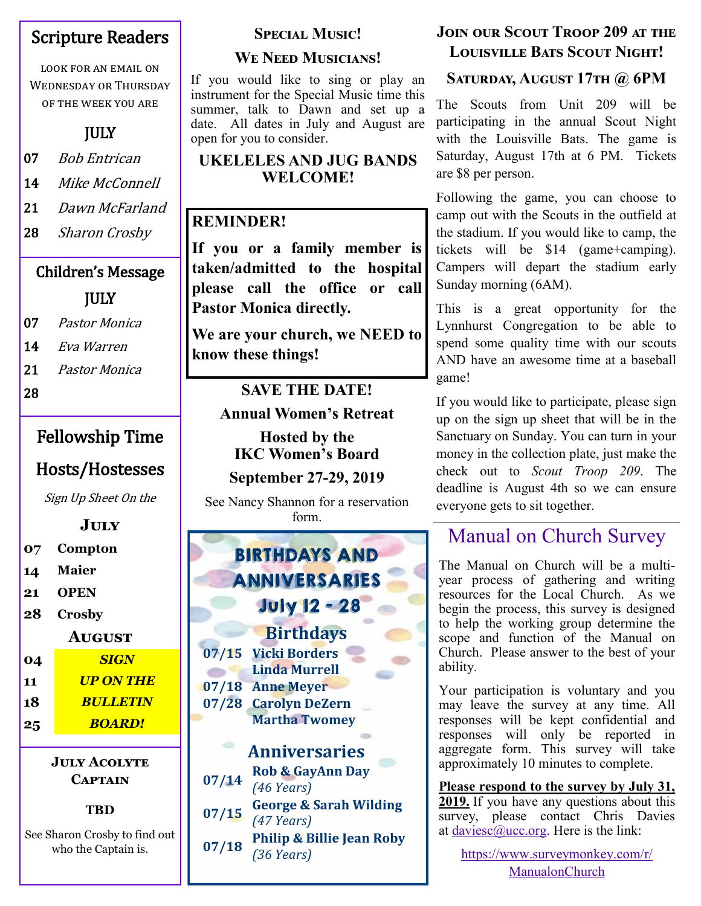## Scripture Readers

look for an email on Wednesday or Thursday of the week you are

### JULY

| | |
|---|---|
| 07 | *Bob Entrican* |
| 14 | *Mike McConnell* |
| 21 | *Dawn McFarland* |
| 28 | *Sharon Crosby* |

## Children's Message

### JULY

| | |
|---|---|
| 07 | *Pastor Monica* |
| 14 | *Eva Warren* |
| 21 | *Pastor Monica* |
| 28 | |

## Fellowship Time Hosts/Hostesses

*Sign Up Sheet On the*

### July

| | |
|---|---|
| 07 | **Compton** |
| 14 | **Maier** |
| 21 | **OPEN** |
| 28 | **Crosby** |

### August

| | |
|---|---|
| 04 | ***SIGN*** |
| 11 | ***UP ON THE*** |
| 18 | ***BULLETIN*** |
| 25 | ***BOARD!*** |

### July Acolyte Captain

**TBD**

See Sharon Crosby to find out who the Captain is.

## Special Music!

## We Need Musicians!

If you would like to sing or play an instrument for the Special Music time this summer, talk to Dawn and set up a date. All dates in July and August are open for you to consider.

**UKELELES AND JUG BANDS WELCOME!**

**REMINDER!**

**If you or a family member is taken/admitted to the hospital please call the office or call Pastor Monica directly.**

**We are your church, we NEED to know these things!**

**SAVE THE DATE!**

**Annual Women's Retreat**

**Hosted by the IKC Women's Board**

**September 27-29, 2019**

See Nancy Shannon for a reservation form.

## BIRTHDAYS AND ANNIVERSARIES July 12 - 28

### Birthdays

**07/15 Vicki Borders**
**Linda Murrell**
**07/18 Anne Meyer**
**07/28 Carolyn DeZern**
**Martha Twomey**

### Anniversaries

**07/14 Rob & GayAnn Day** *(46 Years)*
**07/15 George & Sarah Wilding** *(47 Years)*
**07/18 Philip & Billie Jean Roby** *(36 Years)*

## Join our Scout Troop 209 at the Louisville Bats Scout Night!

### Saturday, August 17th @ 6PM

The Scouts from Unit 209 will be participating in the annual Scout Night with the Louisville Bats. The game is Saturday, August 17th at 6 PM. Tickets are $8 per person.

Following the game, you can choose to camp out with the Scouts in the outfield at the stadium. If you would like to camp, the tickets will be $14 (game+camping). Campers will depart the stadium early Sunday morning (6AM).

This is a great opportunity for the Lynnhurst Congregation to be able to spend some quality time with our scouts AND have an awesome time at a baseball game!

If you would like to participate, please sign up on the sign up sheet that will be in the Sanctuary on Sunday. You can turn in your money in the collection plate, just make the check out to *Scout Troop 209*. The deadline is August 4th so we can ensure everyone gets to sit together.

## Manual on Church Survey

The Manual on Church will be a multi-year process of gathering and writing resources for the Local Church. As we begin the process, this survey is designed to help the working group determine the scope and function of the Manual on Church. Please answer to the best of your ability.

Your participation is voluntary and you may leave the survey at any time. All responses will be kept confidential and responses will only be reported in aggregate form. This survey will take approximately 10 minutes to complete.

**Please respond to the survey by July 31, 2019.** If you have any questions about this survey, please contact Chris Davies at daviesc@ucc.org. Here is the link:

https://www.surveymonkey.com/r/ManualonChurch